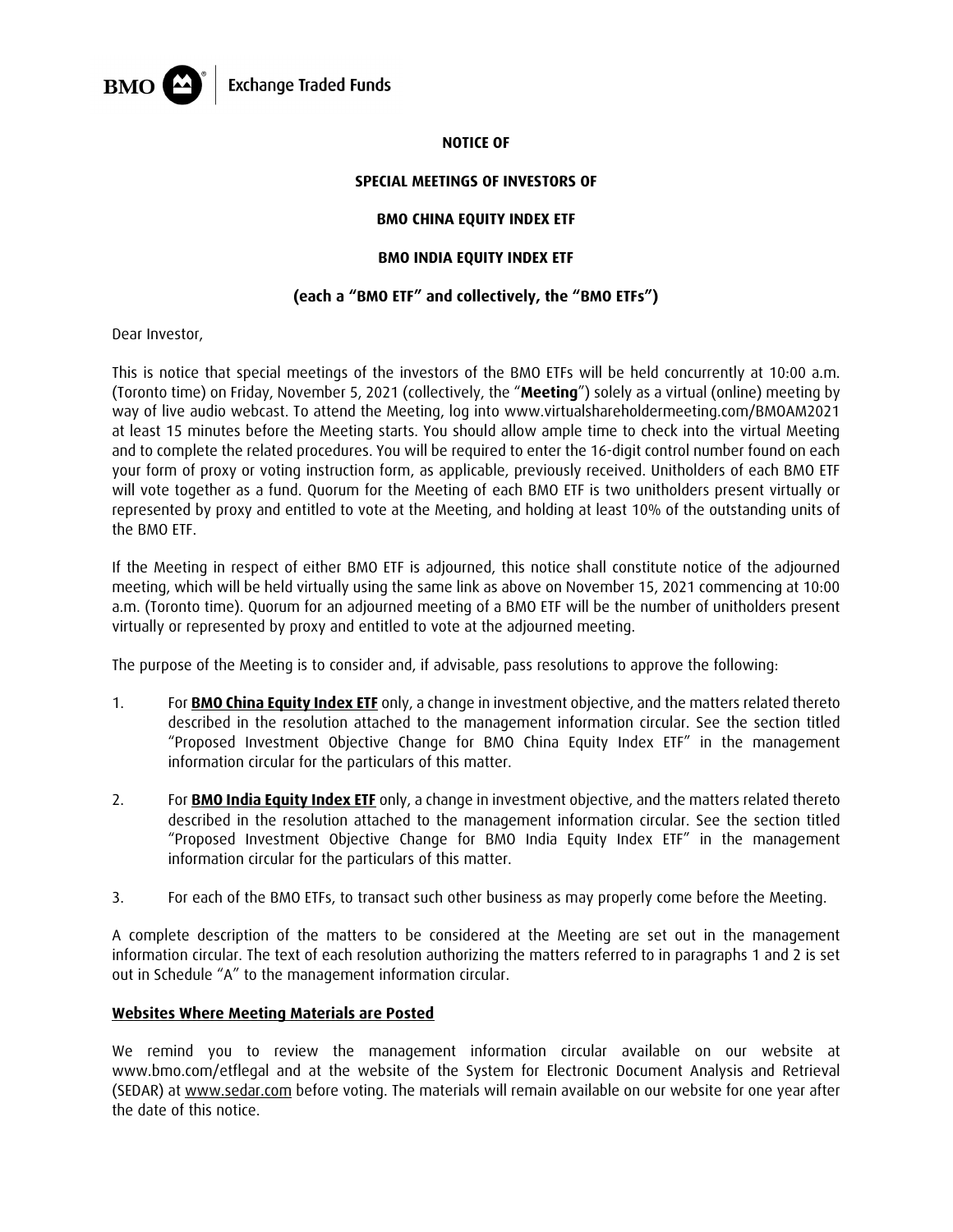BMO | Exchange Traded Funds

**NOTICE OF**

**SPECIAL MEETINGS OF INVESTORS OF**

**BMO CHINA EQUITY INDEX ETF**

**BMO INDIA EQUITY INDEX ETF**

**(each a "BMO ETF" and collectively, the "BMO ETFs")**

Dear Investor,

This is notice that special meetings of the investors of the BMO ETFs will be held concurrently at 10:00 a.m. (Toronto time) on Friday, November 5, 2021 (collectively, the "**Meeting**") solely as a virtual (online) meeting by way of live audio webcast. To attend the Meeting, log into www.virtualshareholdermeeting.com/BMOAM2021 at least 15 minutes before the Meeting starts. You should allow ample time to check into the virtual Meeting and to complete the related procedures. You will be required to enter the 16-digit control number found on each your form of proxy or voting instruction form, as applicable, previously received. Unitholders of each BMO ETF will vote together as a fund. Quorum for the Meeting of each BMO ETF is two unitholders present virtually or represented by proxy and entitled to vote at the Meeting, and holding at least 10% of the outstanding units of the BMO ETF.

If the Meeting in respect of either BMO ETF is adjourned, this notice shall constitute notice of the adjourned meeting, which will be held virtually using the same link as above on November 15, 2021 commencing at 10:00 a.m. (Toronto time). Quorum for an adjourned meeting of a BMO ETF will be the number of unitholders present virtually or represented by proxy and entitled to vote at the adjourned meeting.

The purpose of the Meeting is to consider and, if advisable, pass resolutions to approve the following:

1. For **BMO China Equity Index ETF** only, a change in investment objective, and the matters related thereto described in the resolution attached to the management information circular. See the section titled "Proposed Investment Objective Change for BMO China Equity Index ETF" in the management information circular for the particulars of this matter.

2. For **BMO India Equity Index ETF** only, a change in investment objective, and the matters related thereto described in the resolution attached to the management information circular. See the section titled "Proposed Investment Objective Change for BMO India Equity Index ETF" in the management information circular for the particulars of this matter.

3. For each of the BMO ETFs, to transact such other business as may properly come before the Meeting.

A complete description of the matters to be considered at the Meeting are set out in the management information circular. The text of each resolution authorizing the matters referred to in paragraphs 1 and 2 is set out in Schedule "A" to the management information circular.

**Websites Where Meeting Materials are Posted**

We remind you to review the management information circular available on our website at www.bmo.com/etflegal and at the website of the System for Electronic Document Analysis and Retrieval (SEDAR) at www.sedar.com before voting. The materials will remain available on our website for one year after the date of this notice.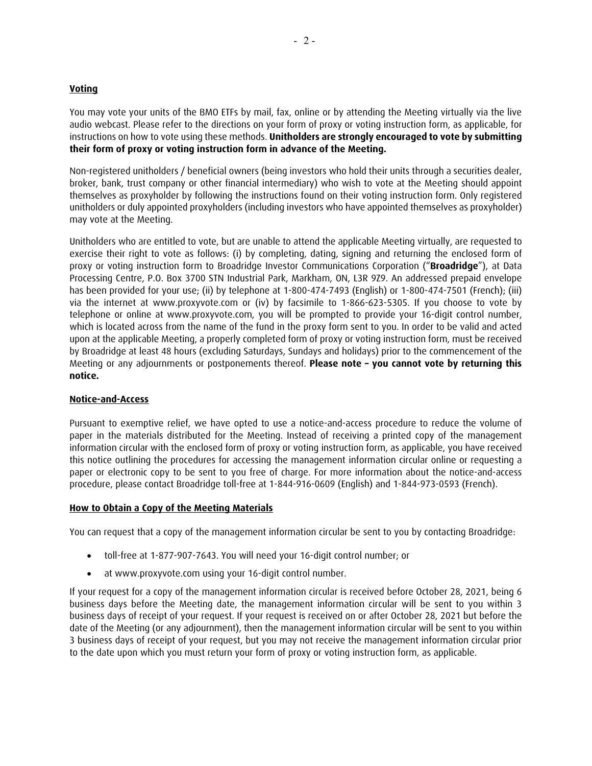**Voting**

You may vote your units of the BMO ETFs by mail, fax, online or by attending the Meeting virtually via the live audio webcast. Please refer to the directions on your form of proxy or voting instruction form, as applicable, for instructions on how to vote using these methods. **Unitholders are strongly encouraged to vote by submitting their form of proxy or voting instruction form in advance of the Meeting.**

Non-registered unitholders / beneficial owners (being investors who hold their units through a securities dealer, broker, bank, trust company or other financial intermediary) who wish to vote at the Meeting should appoint themselves as proxyholder by following the instructions found on their voting instruction form. Only registered unitholders or duly appointed proxyholders (including investors who have appointed themselves as proxyholder) may vote at the Meeting.

Unitholders who are entitled to vote, but are unable to attend the applicable Meeting virtually, are requested to exercise their right to vote as follows: (i) by completing, dating, signing and returning the enclosed form of proxy or voting instruction form to Broadridge Investor Communications Corporation ("**Broadridge**"), at Data Processing Centre, P.O. Box 3700 STN Industrial Park, Markham, ON, L3R 9Z9. An addressed prepaid envelope has been provided for your use; (ii) by telephone at 1-800-474-7493 (English) or 1-800-474-7501 (French); (iii) via the internet at www.proxyvote.com or (iv) by facsimile to 1-866-623-5305. If you choose to vote by telephone or online at www.proxyvote.com, you will be prompted to provide your 16-digit control number, which is located across from the name of the fund in the proxy form sent to you. In order to be valid and acted upon at the applicable Meeting, a properly completed form of proxy or voting instruction form, must be received by Broadridge at least 48 hours (excluding Saturdays, Sundays and holidays) prior to the commencement of the Meeting or any adjournments or postponements thereof. **Please note – you cannot vote by returning this notice.**

**Notice-and-Access**

Pursuant to exemptive relief, we have opted to use a notice-and-access procedure to reduce the volume of paper in the materials distributed for the Meeting. Instead of receiving a printed copy of the management information circular with the enclosed form of proxy or voting instruction form, as applicable, you have received this notice outlining the procedures for accessing the management information circular online or requesting a paper or electronic copy to be sent to you free of charge. For more information about the notice-and-access procedure, please contact Broadridge toll-free at 1-844-916-0609 (English) and 1-844-973-0593 (French).

**How to Obtain a Copy of the Meeting Materials**

You can request that a copy of the management information circular be sent to you by contacting Broadridge:

- toll-free at 1-877-907-7643. You will need your 16-digit control number; or
- at www.proxyvote.com using your 16-digit control number.

If your request for a copy of the management information circular is received before October 28, 2021, being 6 business days before the Meeting date, the management information circular will be sent to you within 3 business days of receipt of your request. If your request is received on or after October 28, 2021 but before the date of the Meeting (or any adjournment), then the management information circular will be sent to you within 3 business days of receipt of your request, but you may not receive the management information circular prior to the date upon which you must return your form of proxy or voting instruction form, as applicable.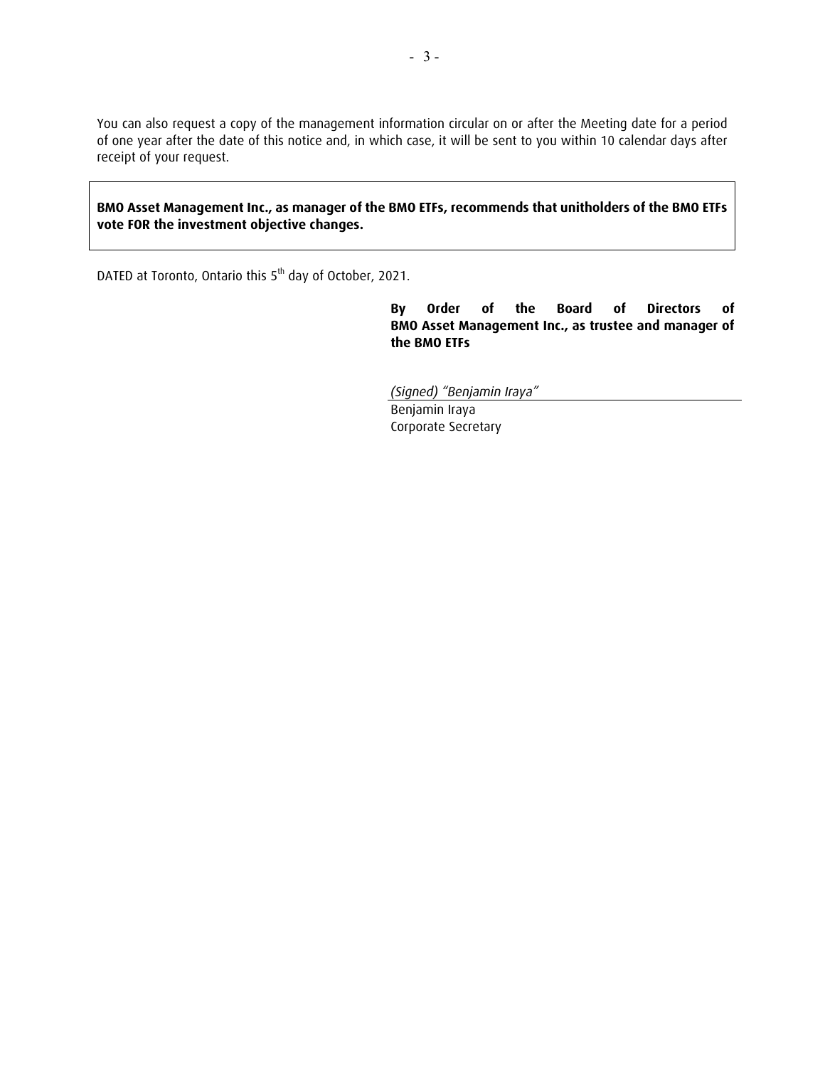You can also request a copy of the management information circular on or after the Meeting date for a period of one year after the date of this notice and, in which case, it will be sent to you within 10 calendar days after receipt of your request.

**BMO Asset Management Inc., as manager of the BMO ETFs, recommends that unitholders of the BMO ETFs vote FOR the investment objective changes.**

DATED at Toronto, Ontario this 5th day of October, 2021.

**By Order of the Board of Directors of BMO Asset Management Inc., as trustee and manager of the BMO ETFs**

*(Signed) "Benjamin Iraya"*

Benjamin Iraya
Corporate Secretary